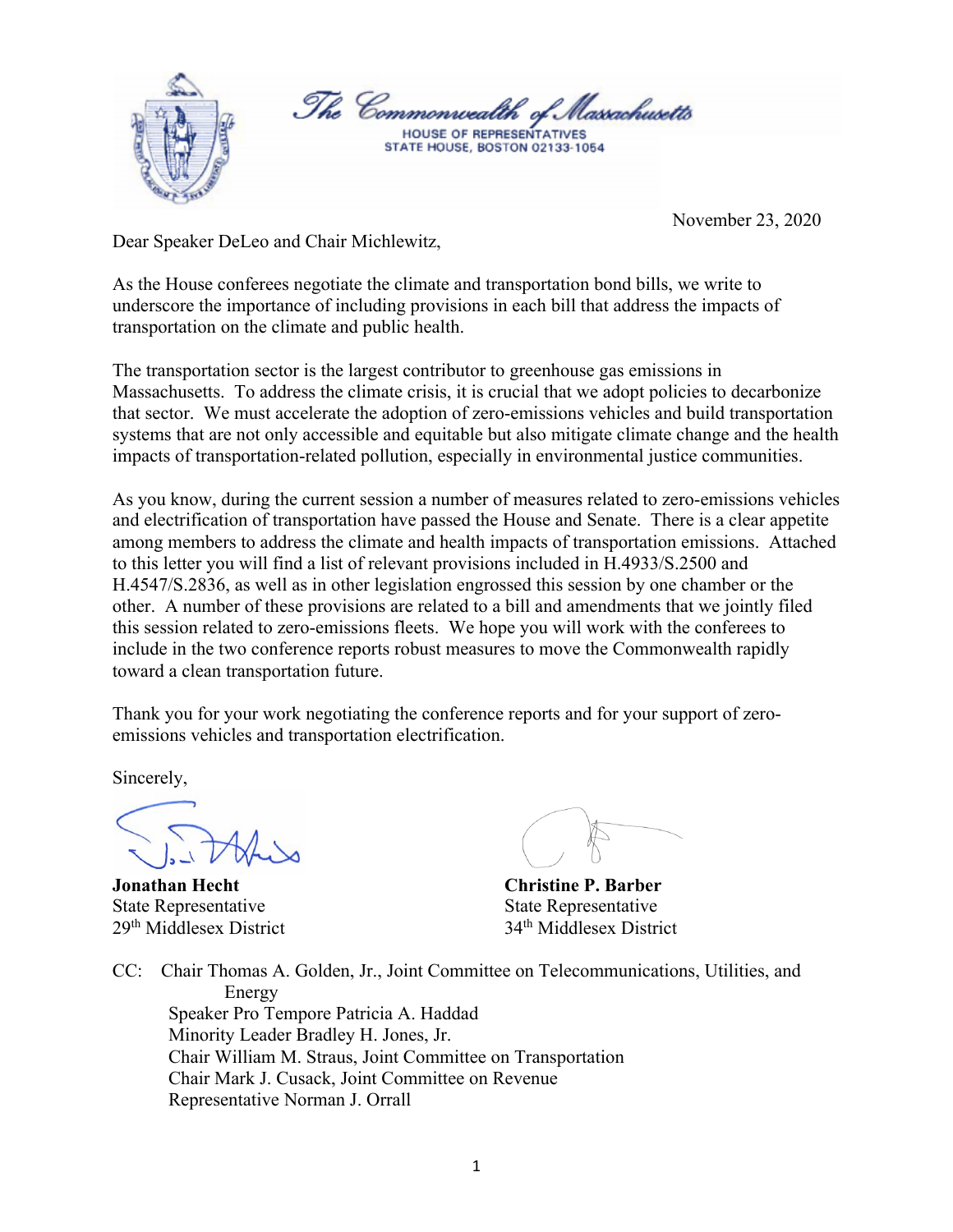The Commonwealth of Massachusetts
HOUSE OF REPRESENTATIVES
STATE HOUSE, BOSTON 02133-1054

November 23, 2020

Dear Speaker DeLeo and Chair Michlewitz,

As the House conferees negotiate the climate and transportation bond bills, we write to underscore the importance of including provisions in each bill that address the impacts of transportation on the climate and public health.

The transportation sector is the largest contributor to greenhouse gas emissions in Massachusetts. To address the climate crisis, it is crucial that we adopt policies to decarbonize that sector. We must accelerate the adoption of zero-emissions vehicles and build transportation systems that are not only accessible and equitable but also mitigate climate change and the health impacts of transportation-related pollution, especially in environmental justice communities.

As you know, during the current session a number of measures related to zero-emissions vehicles and electrification of transportation have passed the House and Senate. There is a clear appetite among members to address the climate and health impacts of transportation emissions. Attached to this letter you will find a list of relevant provisions included in H.4933/S.2500 and H.4547/S.2836, as well as in other legislation engrossed this session by one chamber or the other. A number of these provisions are related to a bill and amendments that we jointly filed this session related to zero-emissions fleets. We hope you will work with the conferees to include in the two conference reports robust measures to move the Commonwealth rapidly toward a clean transportation future.

Thank you for your work negotiating the conference reports and for your support of zero-emissions vehicles and transportation electrification.

Sincerely,

**Jonathan Hecht**
State Representative
29th Middlesex District

**Christine P. Barber**
State Representative
34th Middlesex District

CC: Chair Thomas A. Golden, Jr., Joint Committee on Telecommunications, Utilities, and Energy
Speaker Pro Tempore Patricia A. Haddad
Minority Leader Bradley H. Jones, Jr.
Chair William M. Straus, Joint Committee on Transportation
Chair Mark J. Cusack, Joint Committee on Revenue
Representative Norman J. Orrall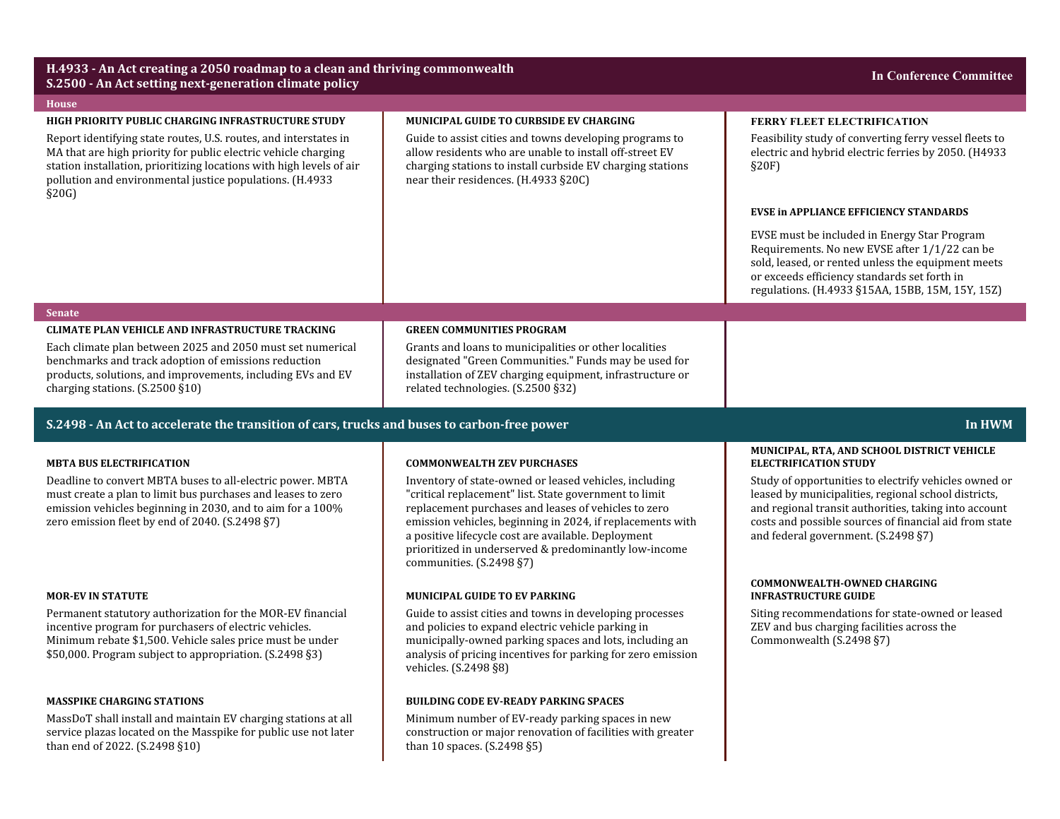## H.4933 - An Act creating a 2050 roadmap to a clean and thriving commonwealth
## S.2500 - An Act setting next-generation climate policy

**In Conference Committee**

### House

**HIGH PRIORITY PUBLIC CHARGING INFRASTRUCTURE STUDY**

Report identifying state routes, U.S. routes, and interstates in MA that are high priority for public electric vehicle charging station installation, prioritizing locations with high levels of air pollution and environmental justice populations. (H.4933 §20G)

**MUNICIPAL GUIDE TO CURBSIDE EV CHARGING**

Guide to assist cities and towns developing programs to allow residents who are unable to install off-street EV charging stations to install curbside EV charging stations near their residences. (H.4933 §20C)

**FERRY FLEET ELECTRIFICATION**

Feasibility study of converting ferry vessel fleets to electric and hybrid electric ferries by 2050. (H4933 §20F)

**EVSE in APPLIANCE EFFICIENCY STANDARDS**

EVSE must be included in Energy Star Program Requirements. No new EVSE after 1/1/22 can be sold, leased, or rented unless the equipment meets or exceeds efficiency standards set forth in regulations. (H.4933 §15AA, 15BB, 15M, 15Y, 15Z)

### Senate

**CLIMATE PLAN VEHICLE AND INFRASTRUCTURE TRACKING**

Each climate plan between 2025 and 2050 must set numerical benchmarks and track adoption of emissions reduction products, solutions, and improvements, including EVs and EV charging stations. (S.2500 §10)

**GREEN COMMUNITIES PROGRAM**

Grants and loans to municipalities or other localities designated "Green Communities." Funds may be used for installation of ZEV charging equipment, infrastructure or related technologies. (S.2500 §32)

## S.2498 - An Act to accelerate the transition of cars, trucks and buses to carbon-free power

**In HWM**

**MBTA BUS ELECTRIFICATION**

Deadline to convert MBTA buses to all-electric power. MBTA must create a plan to limit bus purchases and leases to zero emission vehicles beginning in 2030, and to aim for a 100% zero emission fleet by end of 2040. (S.2498 §7)

**MOR-EV IN STATUTE**

Permanent statutory authorization for the MOR-EV financial incentive program for purchasers of electric vehicles. Minimum rebate $1,500. Vehicle sales price must be under $50,000. Program subject to appropriation. (S.2498 §3)

**MASSPIKE CHARGING STATIONS**

MassDoT shall install and maintain EV charging stations at all service plazas located on the Masspike for public use not later than end of 2022. (S.2498 §10)

**COMMONWEALTH ZEV PURCHASES**

Inventory of state-owned or leased vehicles, including "critical replacement" list. State government to limit replacement purchases and leases of vehicles to zero emission vehicles, beginning in 2024, if replacements with a positive lifecycle cost are available. Deployment prioritized in underserved & predominantly low-income communities. (S.2498 §7)

**MUNICIPAL GUIDE TO EV PARKING**

Guide to assist cities and towns in developing processes and policies to expand electric vehicle parking in municipally-owned parking spaces and lots, including an analysis of pricing incentives for parking for zero emission vehicles. (S.2498 §8)

**BUILDING CODE EV-READY PARKING SPACES**

Minimum number of EV-ready parking spaces in new construction or major renovation of facilities with greater than 10 spaces. (S.2498 §5)

**MUNICIPAL, RTA, AND SCHOOL DISTRICT VEHICLE ELECTRIFICATION STUDY**

Study of opportunities to electrify vehicles owned or leased by municipalities, regional school districts, and regional transit authorities, taking into account costs and possible sources of financial aid from state and federal government. (S.2498 §7)

**COMMONWEALTH-OWNED CHARGING INFRASTRUCTURE GUIDE**

Siting recommendations for state-owned or leased ZEV and bus charging facilities across the Commonwealth (S.2498 §7)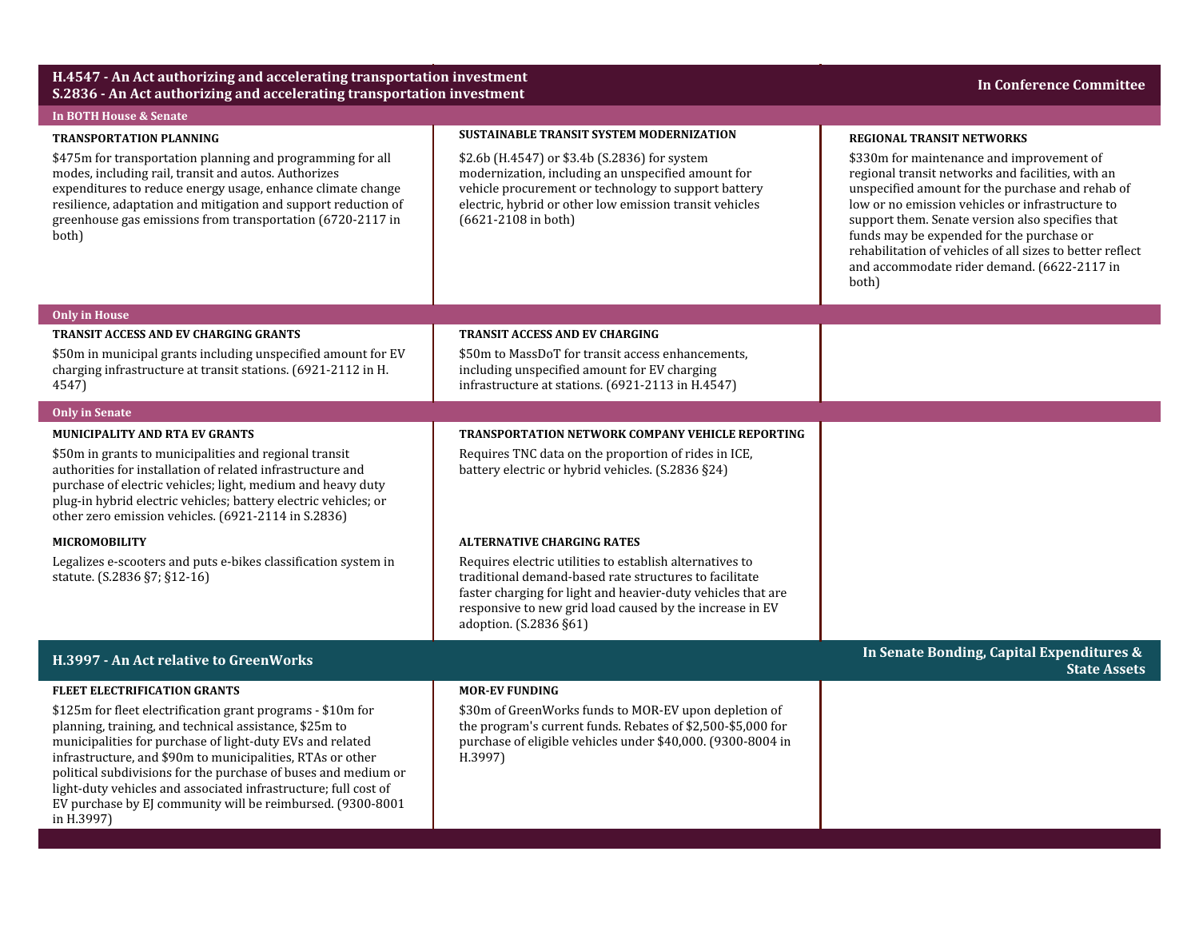## H.4547 - An Act authorizing and accelerating transportation investment
## S.2836 - An Act authorizing and accelerating transportation investment

**In Conference Committee**

### In BOTH House & Senate

**TRANSPORTATION PLANNING**

$475m for transportation planning and programming for all modes, including rail, transit and autos. Authorizes expenditures to reduce energy usage, enhance climate change resilience, adaptation and mitigation and support reduction of greenhouse gas emissions from transportation (6720-2117 in both)

**SUSTAINABLE TRANSIT SYSTEM MODERNIZATION**

$2.6b (H.4547) or $3.4b (S.2836) for system modernization, including an unspecified amount for vehicle procurement or technology to support battery electric, hybrid or other low emission transit vehicles (6621-2108 in both)

**REGIONAL TRANSIT NETWORKS**

$330m for maintenance and improvement of regional transit networks and facilities, with an unspecified amount for the purchase and rehab of low or no emission vehicles or infrastructure to support them. Senate version also specifies that funds may be expended for the purchase or rehabilitation of vehicles of all sizes to better reflect and accommodate rider demand. (6622-2117 in both)

### Only in House

**TRANSIT ACCESS AND EV CHARGING GRANTS**

$50m in municipal grants including unspecified amount for EV charging infrastructure at transit stations. (6921-2112 in H. 4547)

**TRANSIT ACCESS AND EV CHARGING**

$50m to MassDoT for transit access enhancements, including unspecified amount for EV charging infrastructure at stations. (6921-2113 in H.4547)

### Only in Senate

**MUNICIPALITY AND RTA EV GRANTS**

$50m in grants to municipalities and regional transit authorities for installation of related infrastructure and purchase of electric vehicles; light, medium and heavy duty plug-in hybrid electric vehicles; battery electric vehicles; or other zero emission vehicles. (6921-2114 in S.2836)

**TRANSPORTATION NETWORK COMPANY VEHICLE REPORTING**

Requires TNC data on the proportion of rides in ICE, battery electric or hybrid vehicles. (S.2836 §24)

**MICROMOBILITY**

Legalizes e-scooters and puts e-bikes classification system in statute. (S.2836 §7; §12-16)

**ALTERNATIVE CHARGING RATES**

Requires electric utilities to establish alternatives to traditional demand-based rate structures to facilitate faster charging for light and heavier-duty vehicles that are responsive to new grid load caused by the increase in EV adoption. (S.2836 §61)

## H.3997 - An Act relative to GreenWorks

**In Senate Bonding, Capital Expenditures & State Assets**

**FLEET ELECTRIFICATION GRANTS**

$125m for fleet electrification grant programs - $10m for planning, training, and technical assistance, $25m to municipalities for purchase of light-duty EVs and related infrastructure, and $90m to municipalities, RTAs or other political subdivisions for the purchase of buses and medium or light-duty vehicles and associated infrastructure; full cost of EV purchase by EJ community will be reimbursed. (9300-8001 in H.3997)

**MOR-EV FUNDING**

$30m of GreenWorks funds to MOR-EV upon depletion of the program's current funds. Rebates of $2,500-$5,000 for purchase of eligible vehicles under $40,000. (9300-8004 in H.3997)